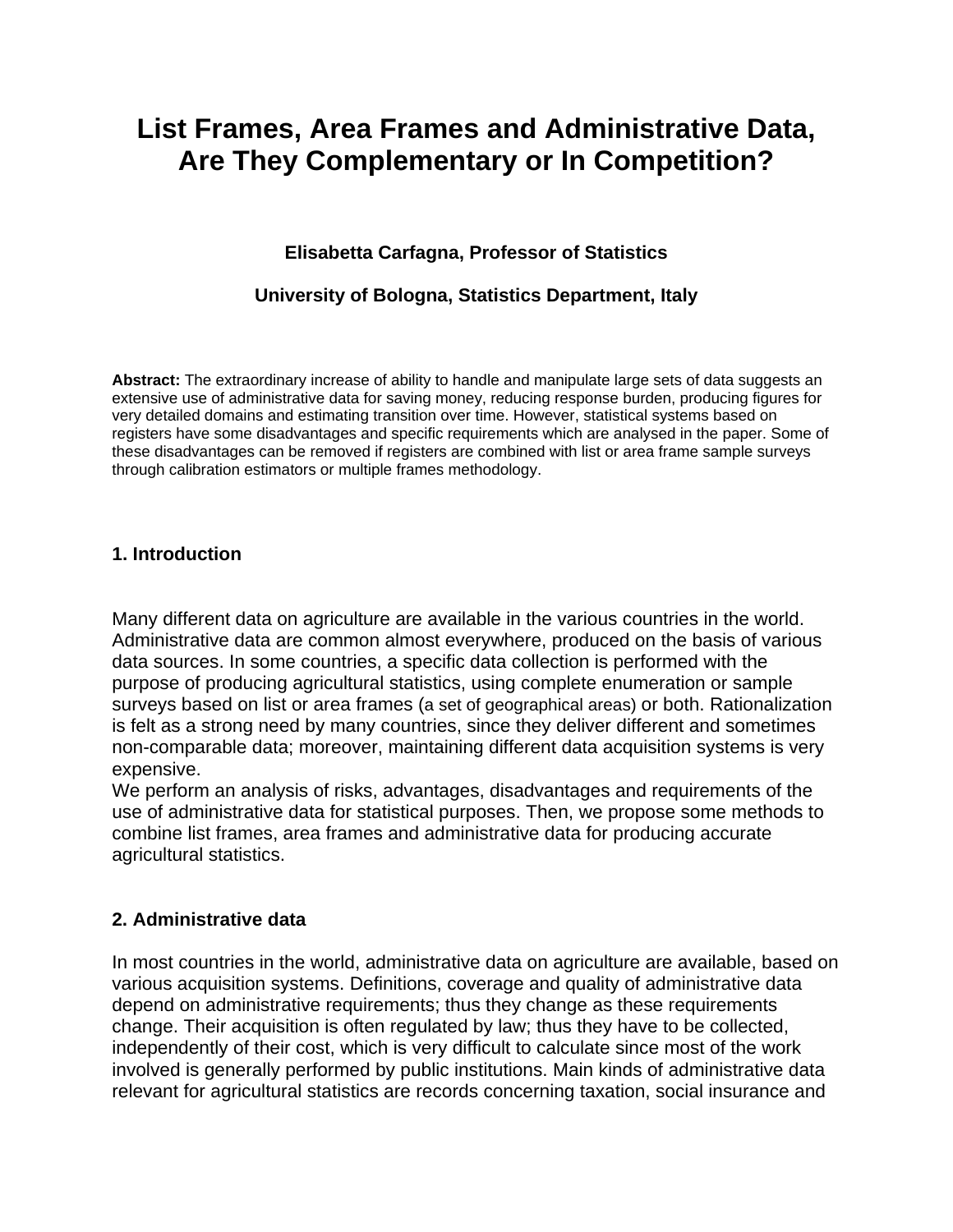# List Frames, Area Frames and Administrative Data, Are They Complementary or In Competition?

**Elisabetta Carfagna, Professor of Statistics**

**University of Bologna, Statistics Department, Italy**

**Abstract:** The extraordinary increase of ability to handle and manipulate large sets of data suggests an extensive use of administrative data for saving money, reducing response burden, producing figures for very detailed domains and estimating transition over time. However, statistical systems based on registers have some disadvantages and specific requirements which are analysed in the paper. Some of these disadvantages can be removed if registers are combined with list or area frame sample surveys through calibration estimators or multiple frames methodology.

## 1. Introduction

Many different data on agriculture are available in the various countries in the world. Administrative data are common almost everywhere, produced on the basis of various data sources. In some countries, a specific data collection is performed with the purpose of producing agricultural statistics, using complete enumeration or sample surveys based on list or area frames (a set of geographical areas) or both. Rationalization is felt as a strong need by many countries, since they deliver different and sometimes non-comparable data; moreover, maintaining different data acquisition systems is very expensive.

We perform an analysis of risks, advantages, disadvantages and requirements of the use of administrative data for statistical purposes. Then, we propose some methods to combine list frames, area frames and administrative data for producing accurate agricultural statistics.

## 2. Administrative data

In most countries in the world, administrative data on agriculture are available, based on various acquisition systems. Definitions, coverage and quality of administrative data depend on administrative requirements; thus they change as these requirements change. Their acquisition is often regulated by law; thus they have to be collected, independently of their cost, which is very difficult to calculate since most of the work involved is generally performed by public institutions. Main kinds of administrative data relevant for agricultural statistics are records concerning taxation, social insurance and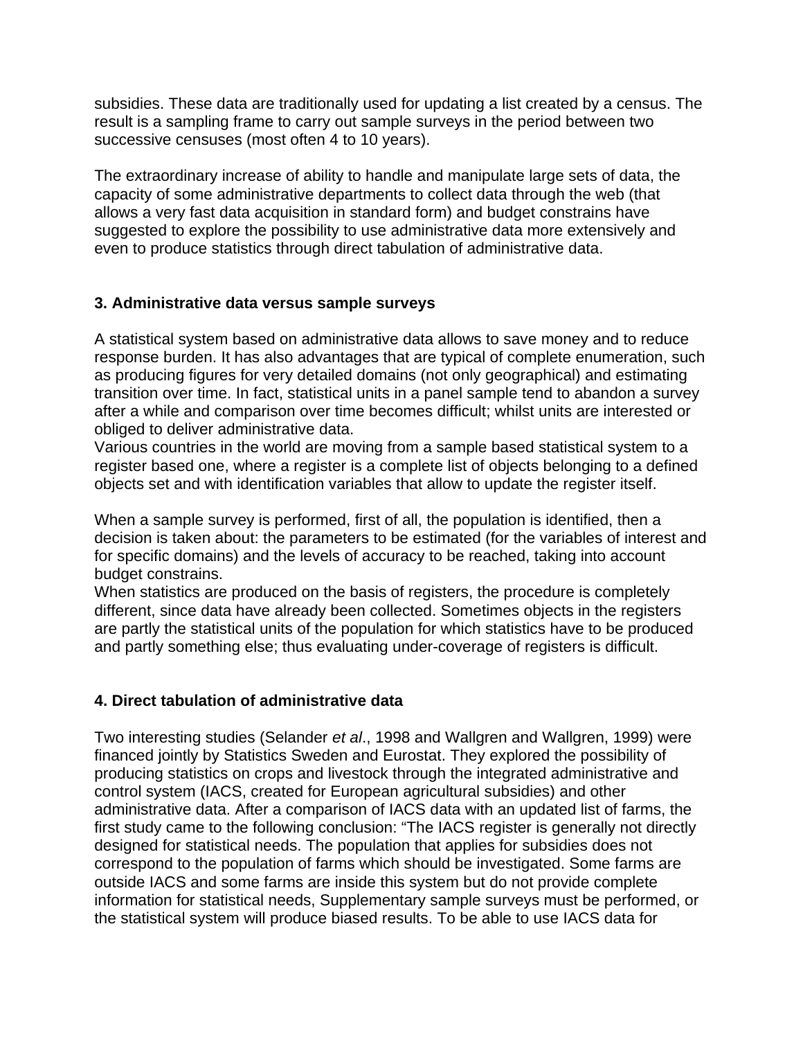subsidies. These data are traditionally used for updating a list created by a census. The result is a sampling frame to carry out sample surveys in the period between two successive censuses (most often 4 to 10 years).

The extraordinary increase of ability to handle and manipulate large sets of data, the capacity of some administrative departments to collect data through the web (that allows a very fast data acquisition in standard form) and budget constrains have suggested to explore the possibility to use administrative data more extensively and even to produce statistics through direct tabulation of administrative data.

## 3. Administrative data versus sample surveys

A statistical system based on administrative data allows to save money and to reduce response burden. It has also advantages that are typical of complete enumeration, such as producing figures for very detailed domains (not only geographical) and estimating transition over time. In fact, statistical units in a panel sample tend to abandon a survey after a while and comparison over time becomes difficult; whilst units are interested or obliged to deliver administrative data.
Various countries in the world are moving from a sample based statistical system to a register based one, where a register is a complete list of objects belonging to a defined objects set and with identification variables that allow to update the register itself.

When a sample survey is performed, first of all, the population is identified, then a decision is taken about: the parameters to be estimated (for the variables of interest and for specific domains) and the levels of accuracy to be reached, taking into account budget constrains.
When statistics are produced on the basis of registers, the procedure is completely different, since data have already been collected. Sometimes objects in the registers are partly the statistical units of the population for which statistics have to be produced and partly something else; thus evaluating under-coverage of registers is difficult.

## 4. Direct tabulation of administrative data

Two interesting studies (Selander *et al*., 1998 and Wallgren and Wallgren, 1999) were financed jointly by Statistics Sweden and Eurostat. They explored the possibility of producing statistics on crops and livestock through the integrated administrative and control system (IACS, created for European agricultural subsidies) and other administrative data. After a comparison of IACS data with an updated list of farms, the first study came to the following conclusion: "The IACS register is generally not directly designed for statistical needs. The population that applies for subsidies does not correspond to the population of farms which should be investigated. Some farms are outside IACS and some farms are inside this system but do not provide complete information for statistical needs, Supplementary sample surveys must be performed, or the statistical system will produce biased results. To be able to use IACS data for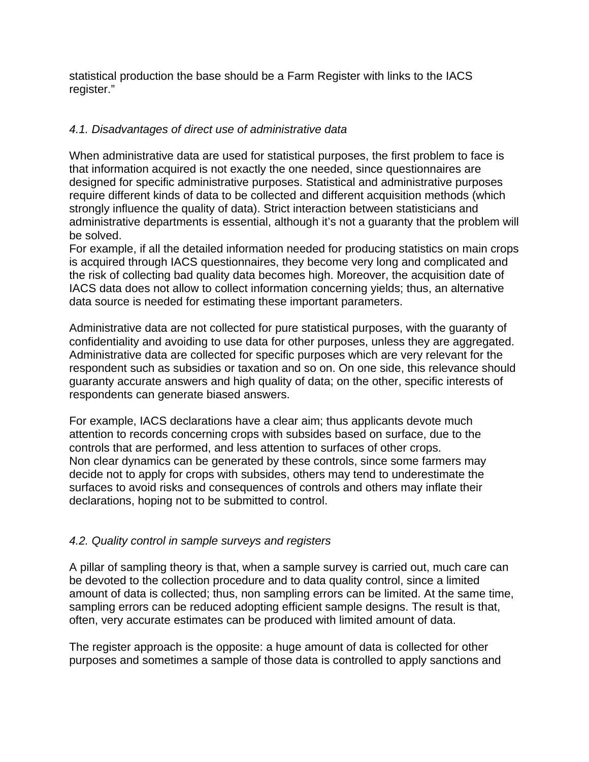statistical production the base should be a Farm Register with links to the IACS register."

### *4.1. Disadvantages of direct use of administrative data*

When administrative data are used for statistical purposes, the first problem to face is that information acquired is not exactly the one needed, since questionnaires are designed for specific administrative purposes. Statistical and administrative purposes require different kinds of data to be collected and different acquisition methods (which strongly influence the quality of data). Strict interaction between statisticians and administrative departments is essential, although it's not a guaranty that the problem will be solved.
For example, if all the detailed information needed for producing statistics on main crops is acquired through IACS questionnaires, they become very long and complicated and the risk of collecting bad quality data becomes high. Moreover, the acquisition date of IACS data does not allow to collect information concerning yields; thus, an alternative data source is needed for estimating these important parameters.

Administrative data are not collected for pure statistical purposes, with the guaranty of confidentiality and avoiding to use data for other purposes, unless they are aggregated. Administrative data are collected for specific purposes which are very relevant for the respondent such as subsidies or taxation and so on. On one side, this relevance should guaranty accurate answers and high quality of data; on the other, specific interests of respondents can generate biased answers.

For example, IACS declarations have a clear aim; thus applicants devote much attention to records concerning crops with subsides based on surface, due to the controls that are performed, and less attention to surfaces of other crops.
Non clear dynamics can be generated by these controls, since some farmers may decide not to apply for crops with subsides, others may tend to underestimate the surfaces to avoid risks and consequences of controls and others may inflate their declarations, hoping not to be submitted to control.

### *4.2. Quality control in sample surveys and registers*

A pillar of sampling theory is that, when a sample survey is carried out, much care can be devoted to the collection procedure and to data quality control, since a limited amount of data is collected; thus, non sampling errors can be limited. At the same time, sampling errors can be reduced adopting efficient sample designs. The result is that, often, very accurate estimates can be produced with limited amount of data.

The register approach is the opposite: a huge amount of data is collected for other purposes and sometimes a sample of those data is controlled to apply sanctions and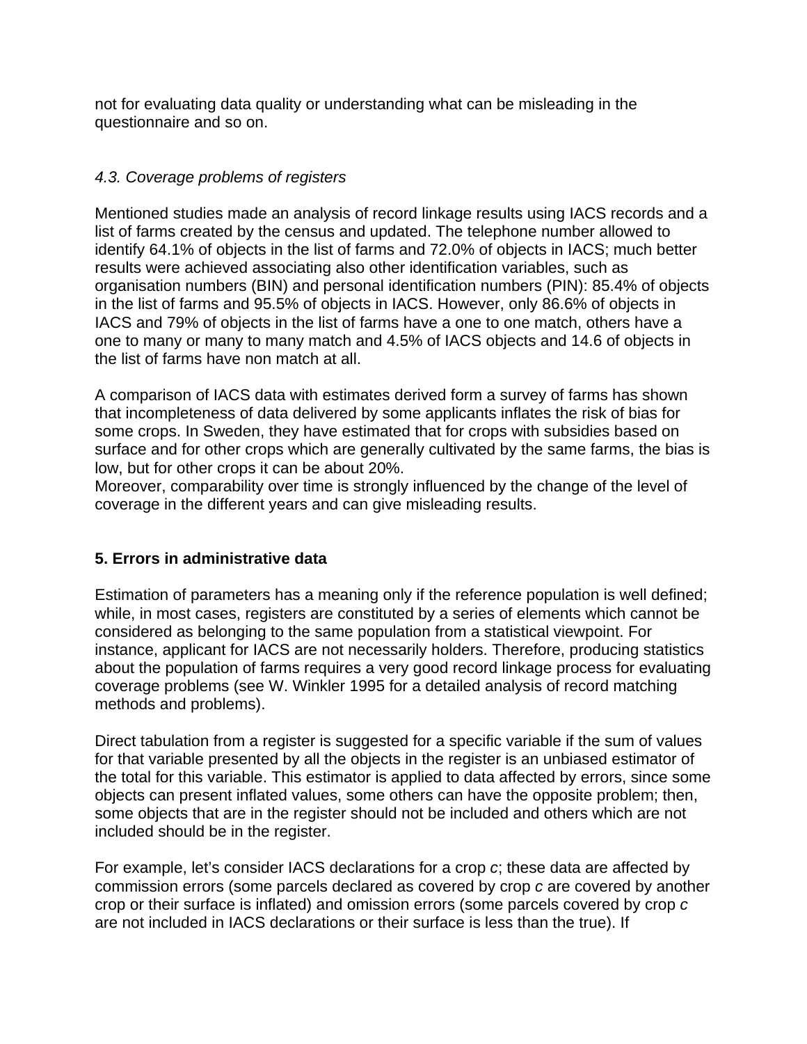not for evaluating data quality or understanding what can be misleading in the questionnaire and so on.

### *4.3. Coverage problems of registers*

Mentioned studies made an analysis of record linkage results using IACS records and a list of farms created by the census and updated. The telephone number allowed to identify 64.1% of objects in the list of farms and 72.0% of objects in IACS; much better results were achieved associating also other identification variables, such as organisation numbers (BIN) and personal identification numbers (PIN): 85.4% of objects in the list of farms and 95.5% of objects in IACS. However, only 86.6% of objects in IACS and 79% of objects in the list of farms have a one to one match, others have a one to many or many to many match and 4.5% of IACS objects and 14.6 of objects in the list of farms have non match at all.

A comparison of IACS data with estimates derived form a survey of farms has shown that incompleteness of data delivered by some applicants inflates the risk of bias for some crops. In Sweden, they have estimated that for crops with subsidies based on surface and for other crops which are generally cultivated by the same farms, the bias is low, but for other crops it can be about 20%.
Moreover, comparability over time is strongly influenced by the change of the level of coverage in the different years and can give misleading results.

## 5. Errors in administrative data

Estimation of parameters has a meaning only if the reference population is well defined; while, in most cases, registers are constituted by a series of elements which cannot be considered as belonging to the same population from a statistical viewpoint. For instance, applicant for IACS are not necessarily holders. Therefore, producing statistics about the population of farms requires a very good record linkage process for evaluating coverage problems (see W. Winkler 1995 for a detailed analysis of record matching methods and problems).

Direct tabulation from a register is suggested for a specific variable if the sum of values for that variable presented by all the objects in the register is an unbiased estimator of the total for this variable. This estimator is applied to data affected by errors, since some objects can present inflated values, some others can have the opposite problem; then, some objects that are in the register should not be included and others which are not included should be in the register.

For example, let's consider IACS declarations for a crop *c*; these data are affected by commission errors (some parcels declared as covered by crop *c* are covered by another crop or their surface is inflated) and omission errors (some parcels covered by crop *c* are not included in IACS declarations or their surface is less than the true). If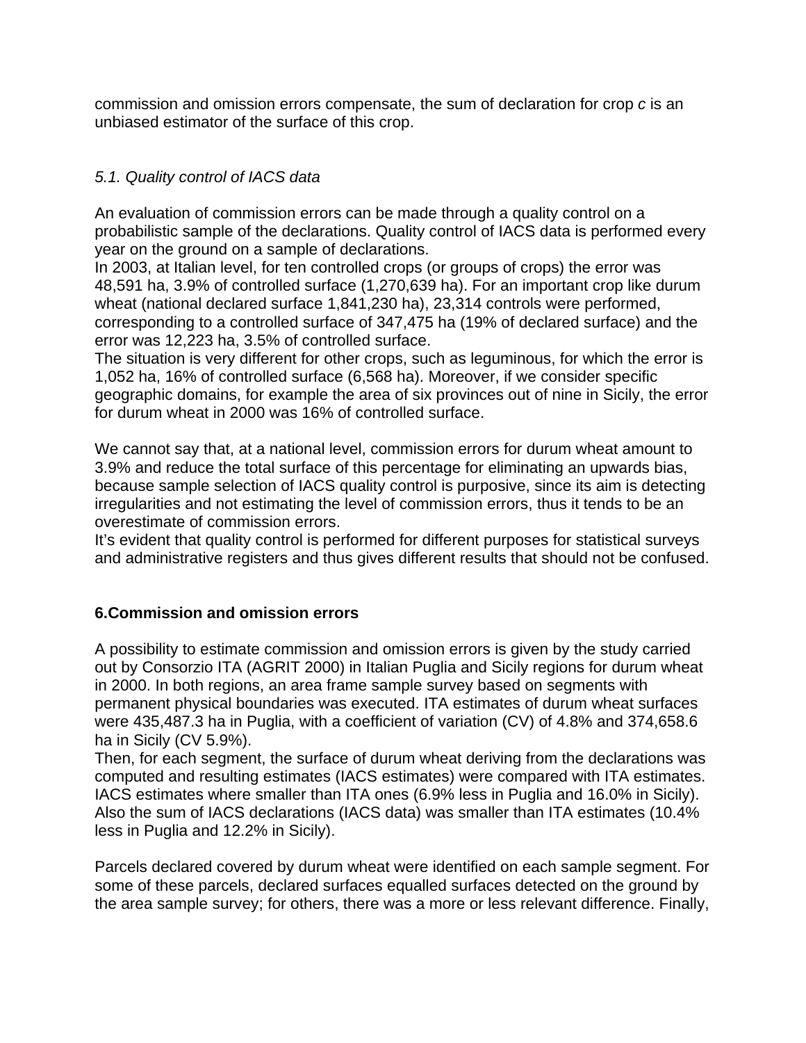commission and omission errors compensate, the sum of declaration for crop *c* is an unbiased estimator of the surface of this crop.

### *5.1. Quality control of IACS data*

An evaluation of commission errors can be made through a quality control on a probabilistic sample of the declarations. Quality control of IACS data is performed every year on the ground on a sample of declarations.
In 2003, at Italian level, for ten controlled crops (or groups of crops) the error was 48,591 ha, 3.9% of controlled surface (1,270,639 ha). For an important crop like durum wheat (national declared surface 1,841,230 ha), 23,314 controls were performed, corresponding to a controlled surface of 347,475 ha (19% of declared surface) and the error was 12,223 ha, 3.5% of controlled surface.
The situation is very different for other crops, such as leguminous, for which the error is 1,052 ha, 16% of controlled surface (6,568 ha). Moreover, if we consider specific geographic domains, for example the area of six provinces out of nine in Sicily, the error for durum wheat in 2000 was 16% of controlled surface.

We cannot say that, at a national level, commission errors for durum wheat amount to 3.9% and reduce the total surface of this percentage for eliminating an upwards bias, because sample selection of IACS quality control is purposive, since its aim is detecting irregularities and not estimating the level of commission errors, thus it tends to be an overestimate of commission errors.
It's evident that quality control is performed for different purposes for statistical surveys and administrative registers and thus gives different results that should not be confused.

## 6.Commission and omission errors

A possibility to estimate commission and omission errors is given by the study carried out by Consorzio ITA (AGRIT 2000) in Italian Puglia and Sicily regions for durum wheat in 2000. In both regions, an area frame sample survey based on segments with permanent physical boundaries was executed. ITA estimates of durum wheat surfaces were 435,487.3 ha in Puglia, with a coefficient of variation (CV) of 4.8% and 374,658.6 ha in Sicily (CV 5.9%).
Then, for each segment, the surface of durum wheat deriving from the declarations was computed and resulting estimates (IACS estimates) were compared with ITA estimates. IACS estimates where smaller than ITA ones (6.9% less in Puglia and 16.0% in Sicily). Also the sum of IACS declarations (IACS data) was smaller than ITA estimates (10.4% less in Puglia and 12.2% in Sicily).

Parcels declared covered by durum wheat were identified on each sample segment. For some of these parcels, declared surfaces equalled surfaces detected on the ground by the area sample survey; for others, there was a more or less relevant difference. Finally,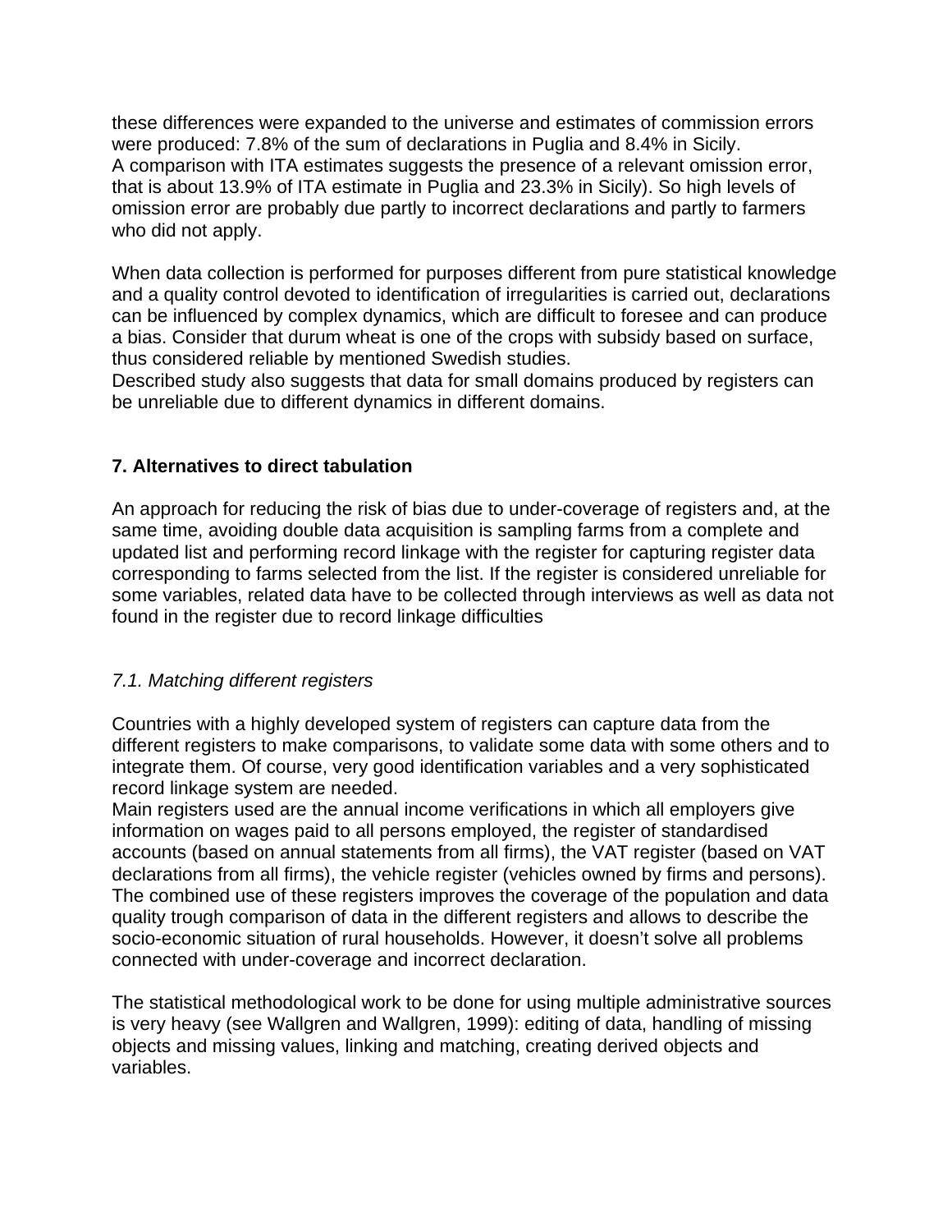these differences were expanded to the universe and estimates of commission errors were produced: 7.8% of the sum of declarations in Puglia and 8.4% in Sicily.
A comparison with ITA estimates suggests the presence of a relevant omission error, that is about 13.9% of ITA estimate in Puglia and 23.3% in Sicily). So high levels of omission error are probably due partly to incorrect declarations and partly to farmers who did not apply.

When data collection is performed for purposes different from pure statistical knowledge and a quality control devoted to identification of irregularities is carried out, declarations can be influenced by complex dynamics, which are difficult to foresee and can produce a bias. Consider that durum wheat is one of the crops with subsidy based on surface, thus considered reliable by mentioned Swedish studies.
Described study also suggests that data for small domains produced by registers can be unreliable due to different dynamics in different domains.

## 7. Alternatives to direct tabulation

An approach for reducing the risk of bias due to under-coverage of registers and, at the same time, avoiding double data acquisition is sampling farms from a complete and updated list and performing record linkage with the register for capturing register data corresponding to farms selected from the list. If the register is considered unreliable for some variables, related data have to be collected through interviews as well as data not found in the register due to record linkage difficulties

### *7.1. Matching different registers*

Countries with a highly developed system of registers can capture data from the different registers to make comparisons, to validate some data with some others and to integrate them. Of course, very good identification variables and a very sophisticated record linkage system are needed.
Main registers used are the annual income verifications in which all employers give information on wages paid to all persons employed, the register of standardised accounts (based on annual statements from all firms), the VAT register (based on VAT declarations from all firms), the vehicle register (vehicles owned by firms and persons). The combined use of these registers improves the coverage of the population and data quality trough comparison of data in the different registers and allows to describe the socio-economic situation of rural households. However, it doesn't solve all problems connected with under-coverage and incorrect declaration.

The statistical methodological work to be done for using multiple administrative sources is very heavy (see Wallgren and Wallgren, 1999): editing of data, handling of missing objects and missing values, linking and matching, creating derived objects and variables.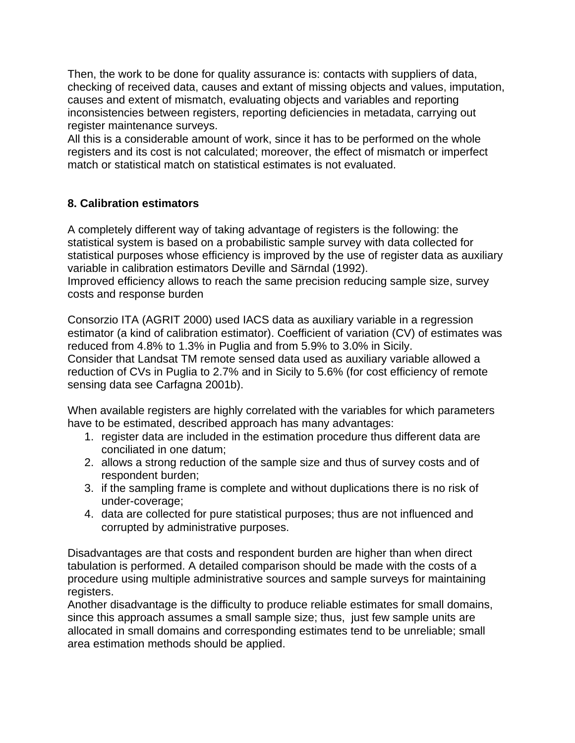Then, the work to be done for quality assurance is: contacts with suppliers of data, checking of received data, causes and extant of missing objects and values, imputation, causes and extent of mismatch, evaluating objects and variables and reporting inconsistencies between registers, reporting deficiencies in metadata, carrying out register maintenance surveys.
All this is a considerable amount of work, since it has to be performed on the whole registers and its cost is not calculated; moreover, the effect of mismatch or imperfect match or statistical match on statistical estimates is not evaluated.

## 8. Calibration estimators

A completely different way of taking advantage of registers is the following: the statistical system is based on a probabilistic sample survey with data collected for statistical purposes whose efficiency is improved by the use of register data as auxiliary variable in calibration estimators Deville and Särndal (1992).
Improved efficiency allows to reach the same precision reducing sample size, survey costs and response burden

Consorzio ITA (AGRIT 2000) used IACS data as auxiliary variable in a regression estimator (a kind of calibration estimator). Coefficient of variation (CV) of estimates was reduced from 4.8% to 1.3% in Puglia and from 5.9% to 3.0% in Sicily.
Consider that Landsat TM remote sensed data used as auxiliary variable allowed a reduction of CVs in Puglia to 2.7% and in Sicily to 5.6% (for cost efficiency of remote sensing data see Carfagna 2001b).

When available registers are highly correlated with the variables for which parameters have to be estimated, described approach has many advantages:

1. register data are included in the estimation procedure thus different data are conciliated in one datum;
2. allows a strong reduction of the sample size and thus of survey costs and of respondent burden;
3. if the sampling frame is complete and without duplications there is no risk of under-coverage;
4. data are collected for pure statistical purposes; thus are not influenced and corrupted by administrative purposes.

Disadvantages are that costs and respondent burden are higher than when direct tabulation is performed. A detailed comparison should be made with the costs of a procedure using multiple administrative sources and sample surveys for maintaining registers.
Another disadvantage is the difficulty to produce reliable estimates for small domains, since this approach assumes a small sample size; thus, just few sample units are allocated in small domains and corresponding estimates tend to be unreliable; small area estimation methods should be applied.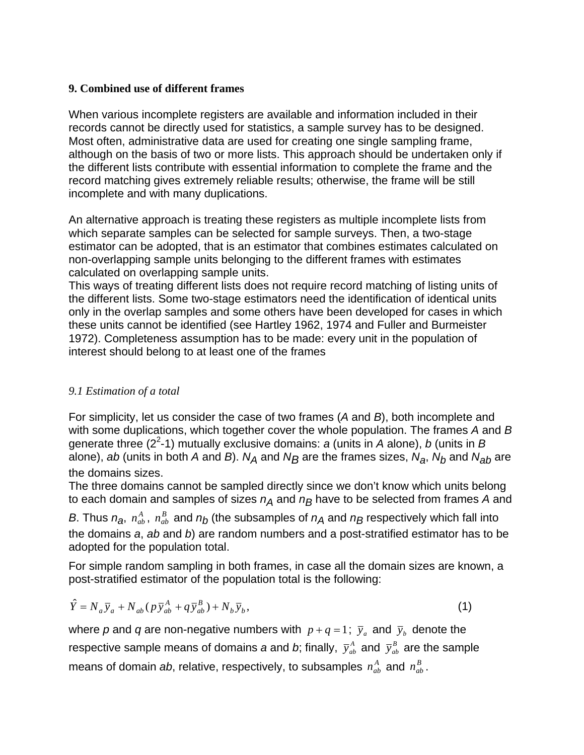**9. Combined use of different frames**

When various incomplete registers are available and information included in their records cannot be directly used for statistics, a sample survey has to be designed. Most often, administrative data are used for creating one single sampling frame, although on the basis of two or more lists. This approach should be undertaken only if the different lists contribute with essential information to complete the frame and the record matching gives extremely reliable results; otherwise, the frame will be still incomplete and with many duplications.

An alternative approach is treating these registers as multiple incomplete lists from which separate samples can be selected for sample surveys. Then, a two-stage estimator can be adopted, that is an estimator that combines estimates calculated on non-overlapping sample units belonging to the different frames with estimates calculated on overlapping sample units.
This ways of treating different lists does not require record matching of listing units of the different lists. Some two-stage estimators need the identification of identical units only in the overlap samples and some others have been developed for cases in which these units cannot be identified (see Hartley 1962, 1974 and Fuller and Burmeister 1972). Completeness assumption has to be made: every unit in the population of interest should belong to at least one of the frames

*9.1 Estimation of a total*

For simplicity, let us consider the case of two frames (*A* and *B*), both incomplete and with some duplications, which together cover the whole population. The frames *A* and *B* generate three ($2^2$-1) mutually exclusive domains: *a* (units in *A* alone), *b* (units in *B* alone), *ab* (units in both *A* and *B*). $N_A$ and $N_B$ are the frames sizes, $N_a$, $N_b$ and $N_{ab}$ are the domains sizes.
The three domains cannot be sampled directly since we don't know which units belong to each domain and samples of sizes $n_A$ and $n_B$ have to be selected from frames *A* and *B*. Thus $n_a$, $n_{ab}^A$, $n_{ab}^B$ and $n_b$ (the subsamples of $n_A$ and $n_B$ respectively which fall into the domains *a*, *ab* and *b*) are random numbers and a post-stratified estimator has to be adopted for the population total.

For simple random sampling in both frames, in case all the domain sizes are known, a post-stratified estimator of the population total is the following:

$$\hat{Y} = N_a \bar{y}_a + N_{ab}(p\bar{y}_{ab}^A + q\bar{y}_{ab}^B) + N_b \bar{y}_b, \tag{1}$$

where *p* and *q* are non-negative numbers with $p + q = 1$; $\bar{y}_a$ and $\bar{y}_b$ denote the respective sample means of domains *a* and *b*; finally, $\bar{y}_{ab}^A$ and $\bar{y}_{ab}^B$ are the sample means of domain *ab*, relative, respectively, to subsamples $n_{ab}^A$ and $n_{ab}^B$.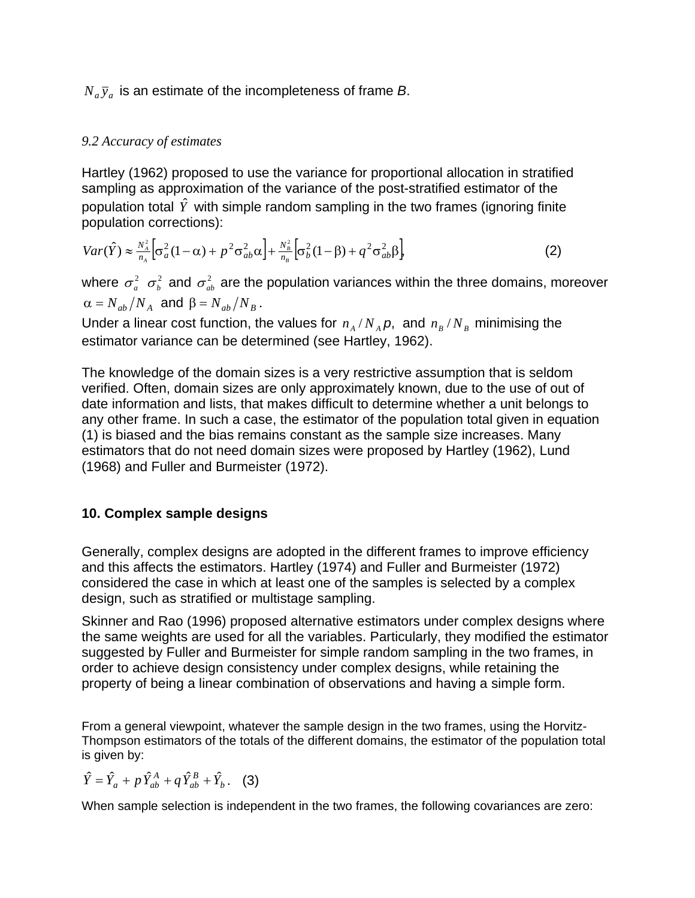$N_a \bar{y}_a$ is an estimate of the incompleteness of frame *B*.

### *9.2 Accuracy of estimates*

Hartley (1962) proposed to use the variance for proportional allocation in stratified sampling as approximation of the variance of the post-stratified estimator of the population total $\hat{Y}$ with simple random sampling in the two frames (ignoring finite population corrections):

$$Var(\hat{Y}) \approx \frac{N_A^2}{n_A}\left[\sigma_a^2(1-\alpha) + p^2\sigma_{ab}^2\alpha\right] + \frac{N_B^2}{n_B}\left[\sigma_b^2(1-\beta) + q^2\sigma_{ab}^2\beta\right], \qquad (2)$$

where $\sigma_a^2$ $\sigma_b^2$ and $\sigma_{ab}^2$ are the population variances within the three domains, moreover $\alpha = N_{ab}/N_A$ and $\beta = N_{ab}/N_B$.

Under a linear cost function, the values for $n_A/N_A p$, and $n_B/N_B$ minimising the estimator variance can be determined (see Hartley, 1962).

The knowledge of the domain sizes is a very restrictive assumption that is seldom verified. Often, domain sizes are only approximately known, due to the use of out of date information and lists, that makes difficult to determine whether a unit belongs to any other frame. In such a case, the estimator of the population total given in equation (1) is biased and the bias remains constant as the sample size increases. Many estimators that do not need domain sizes were proposed by Hartley (1962), Lund (1968) and Fuller and Burmeister (1972).

## 10. Complex sample designs

Generally, complex designs are adopted in the different frames to improve efficiency and this affects the estimators. Hartley (1974) and Fuller and Burmeister (1972) considered the case in which at least one of the samples is selected by a complex design, such as stratified or multistage sampling.

Skinner and Rao (1996) proposed alternative estimators under complex designs where the same weights are used for all the variables. Particularly, they modified the estimator suggested by Fuller and Burmeister for simple random sampling in the two frames, in order to achieve design consistency under complex designs, while retaining the property of being a linear combination of observations and having a simple form.

From a general viewpoint, whatever the sample design in the two frames, using the Horvitz-Thompson estimators of the totals of the different domains, the estimator of the population total is given by:

$$\hat{Y} = \hat{Y}_a + p\,\hat{Y}_{ab}^A + q\,\hat{Y}_{ab}^B + \hat{Y}_b. \quad (3)$$

When sample selection is independent in the two frames, the following covariances are zero: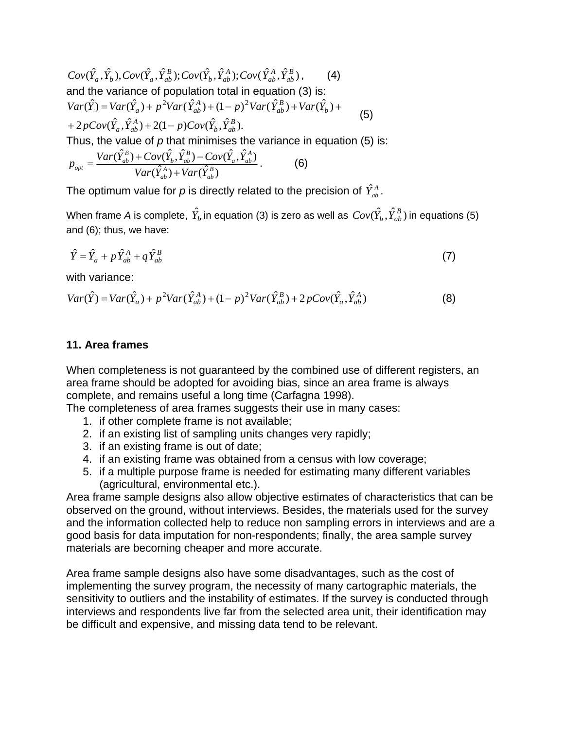$$Cov(\hat{Y}_a, \hat{Y}_b), Cov(\hat{Y}_a, \hat{Y}_{ab}^B); Cov(\hat{Y}_b, \hat{Y}_{ab}^A); Cov(\hat{Y}_{ab}^A, \hat{Y}_{ab}^B), \qquad (4)$$

and the variance of population total in equation (3) is:

$$Var(\hat{Y}) = Var(\hat{Y}_a) + p^2 Var(\hat{Y}_{ab}^A) + (1-p)^2 Var(\hat{Y}_{ab}^B) + Var(\hat{Y}_b) + \\ + 2pCov(\hat{Y}_a, \hat{Y}_{ab}^A) + 2(1-p)Cov(\hat{Y}_b, \hat{Y}_{ab}^B). \qquad (5)$$

Thus, the value of *p* that minimises the variance in equation (5) is:

$$p_{opt} = \frac{Var(\hat{Y}_{ab}^B) + Cov(\hat{Y}_b, \hat{Y}_{ab}^B) - Cov(\hat{Y}_a, \hat{Y}_{ab}^A)}{Var(\hat{Y}_{ab}^A) + Var(\hat{Y}_{ab}^B)}. \qquad (6)$$

The optimum value for *p* is directly related to the precision of $\hat{Y}_{ab}^A$.

When frame *A* is complete, $\hat{Y}_b$ in equation (3) is zero as well as $Cov(\hat{Y}_b, \hat{Y}_{ab}^B)$ in equations (5) and (6); thus, we have:

$$\hat{Y} = \hat{Y}_a + p\hat{Y}_{ab}^A + q\hat{Y}_{ab}^B \qquad (7)$$

with variance:

$$Var(\hat{Y}) = Var(\hat{Y}_a) + p^2 Var(\hat{Y}_{ab}^A) + (1-p)^2 Var(\hat{Y}_{ab}^B) + 2pCov(\hat{Y}_a, \hat{Y}_{ab}^A) \qquad (8)$$

## 11. Area frames

When completeness is not guaranteed by the combined use of different registers, an area frame should be adopted for avoiding bias, since an area frame is always complete, and remains useful a long time (Carfagna 1998).
The completeness of area frames suggests their use in many cases:

1. if other complete frame is not available;
2. if an existing list of sampling units changes very rapidly;
3. if an existing frame is out of date;
4. if an existing frame was obtained from a census with low coverage;
5. if a multiple purpose frame is needed for estimating many different variables (agricultural, environmental etc.).

Area frame sample designs also allow objective estimates of characteristics that can be observed on the ground, without interviews. Besides, the materials used for the survey and the information collected help to reduce non sampling errors in interviews and are a good basis for data imputation for non-respondents; finally, the area sample survey materials are becoming cheaper and more accurate.

Area frame sample designs also have some disadvantages, such as the cost of implementing the survey program, the necessity of many cartographic materials, the sensitivity to outliers and the instability of estimates. If the survey is conducted through interviews and respondents live far from the selected area unit, their identification may be difficult and expensive, and missing data tend to be relevant.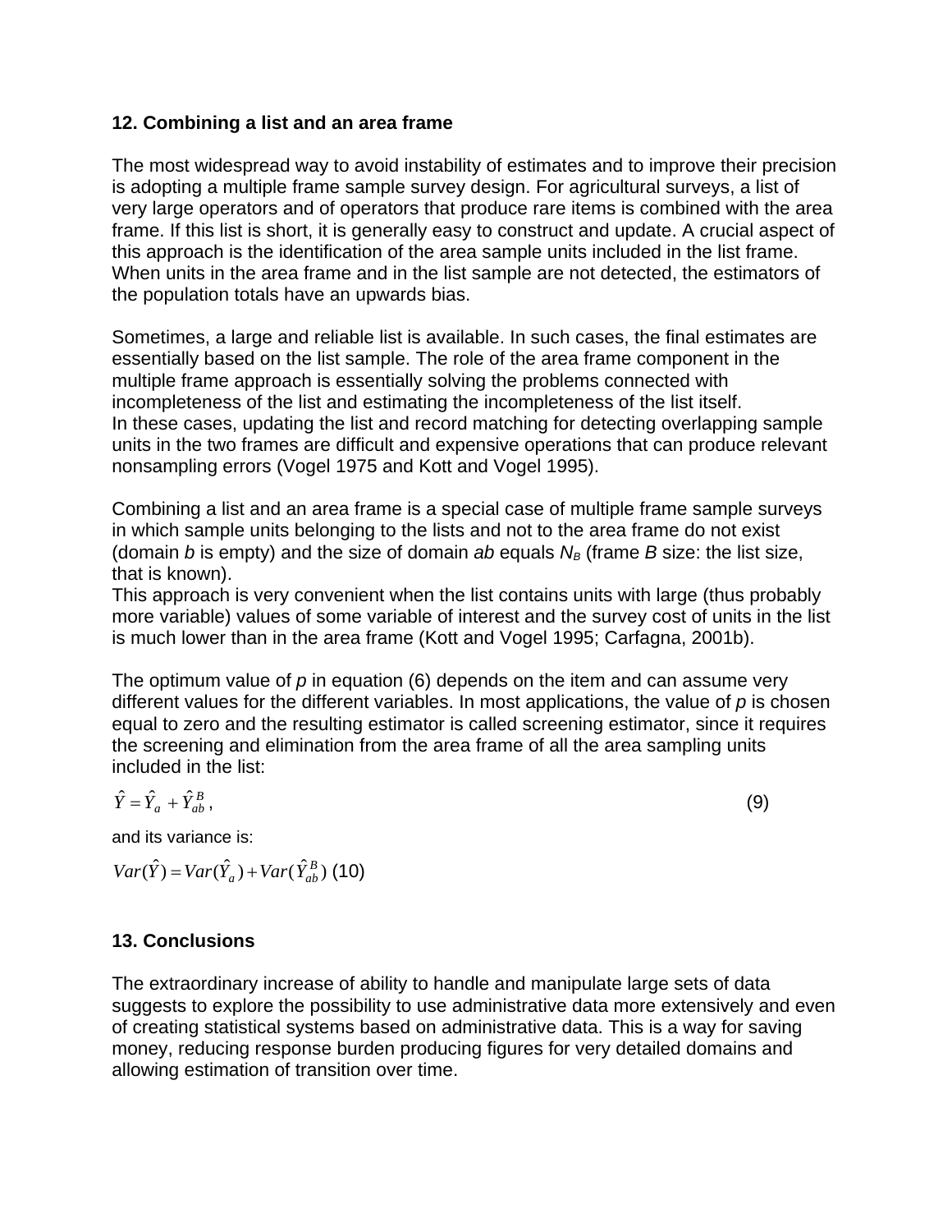## 12. Combining a list and an area frame

The most widespread way to avoid instability of estimates and to improve their precision is adopting a multiple frame sample survey design. For agricultural surveys, a list of very large operators and of operators that produce rare items is combined with the area frame. If this list is short, it is generally easy to construct and update. A crucial aspect of this approach is the identification of the area sample units included in the list frame. When units in the area frame and in the list sample are not detected, the estimators of the population totals have an upwards bias.

Sometimes, a large and reliable list is available. In such cases, the final estimates are essentially based on the list sample. The role of the area frame component in the multiple frame approach is essentially solving the problems connected with incompleteness of the list and estimating the incompleteness of the list itself.
In these cases, updating the list and record matching for detecting overlapping sample units in the two frames are difficult and expensive operations that can produce relevant nonsampling errors (Vogel 1975 and Kott and Vogel 1995).

Combining a list and an area frame is a special case of multiple frame sample surveys in which sample units belonging to the lists and not to the area frame do not exist (domain *b* is empty) and the size of domain *ab* equals $N_B$ (frame *B* size: the list size, that is known).
This approach is very convenient when the list contains units with large (thus probably more variable) values of some variable of interest and the survey cost of units in the list is much lower than in the area frame (Kott and Vogel 1995; Carfagna, 2001b).

The optimum value of *p* in equation (6) depends on the item and can assume very different values for the different variables. In most applications, the value of *p* is chosen equal to zero and the resulting estimator is called screening estimator, since it requires the screening and elimination from the area frame of all the area sampling units included in the list:

$$\hat{Y} = \hat{Y}_a + \hat{Y}_{ab}^B , \qquad (9)$$

and its variance is:

$$Var(\hat{Y}) = Var(\hat{Y}_a) + Var(\hat{Y}_{ab}^B) \qquad (10)$$

## 13. Conclusions

The extraordinary increase of ability to handle and manipulate large sets of data suggests to explore the possibility to use administrative data more extensively and even of creating statistical systems based on administrative data. This is a way for saving money, reducing response burden producing figures for very detailed domains and allowing estimation of transition over time.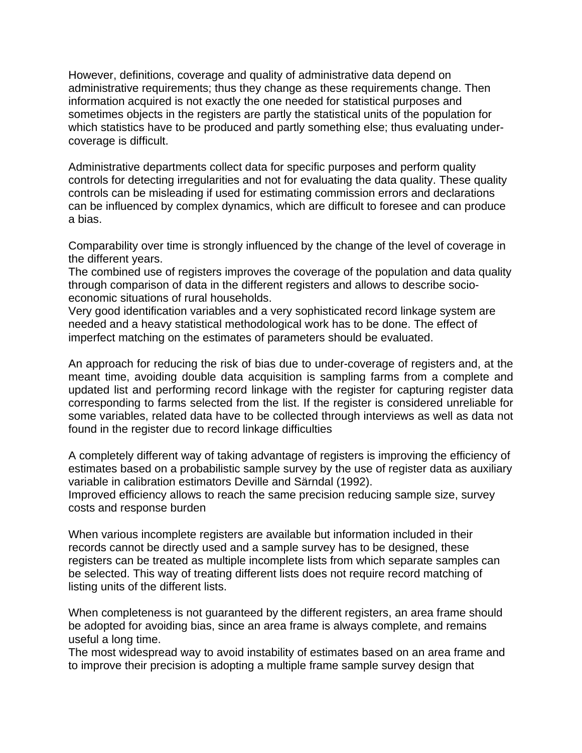However, definitions, coverage and quality of administrative data depend on administrative requirements; thus they change as these requirements change. Then information acquired is not exactly the one needed for statistical purposes and sometimes objects in the registers are partly the statistical units of the population for which statistics have to be produced and partly something else; thus evaluating under-coverage is difficult.

Administrative departments collect data for specific purposes and perform quality controls for detecting irregularities and not for evaluating the data quality. These quality controls can be misleading if used for estimating commission errors and declarations can be influenced by complex dynamics, which are difficult to foresee and can produce a bias.

Comparability over time is strongly influenced by the change of the level of coverage in the different years.
The combined use of registers improves the coverage of the population and data quality through comparison of data in the different registers and allows to describe socio-economic situations of rural households.
Very good identification variables and a very sophisticated record linkage system are needed and a heavy statistical methodological work has to be done. The effect of imperfect matching on the estimates of parameters should be evaluated.

An approach for reducing the risk of bias due to under-coverage of registers and, at the meant time, avoiding double data acquisition is sampling farms from a complete and updated list and performing record linkage with the register for capturing register data corresponding to farms selected from the list. If the register is considered unreliable for some variables, related data have to be collected through interviews as well as data not found in the register due to record linkage difficulties

A completely different way of taking advantage of registers is improving the efficiency of estimates based on a probabilistic sample survey by the use of register data as auxiliary variable in calibration estimators Deville and Särndal (1992).
Improved efficiency allows to reach the same precision reducing sample size, survey costs and response burden

When various incomplete registers are available but information included in their records cannot be directly used and a sample survey has to be designed, these registers can be treated as multiple incomplete lists from which separate samples can be selected. This way of treating different lists does not require record matching of listing units of the different lists.

When completeness is not guaranteed by the different registers, an area frame should be adopted for avoiding bias, since an area frame is always complete, and remains useful a long time.
The most widespread way to avoid instability of estimates based on an area frame and to improve their precision is adopting a multiple frame sample survey design that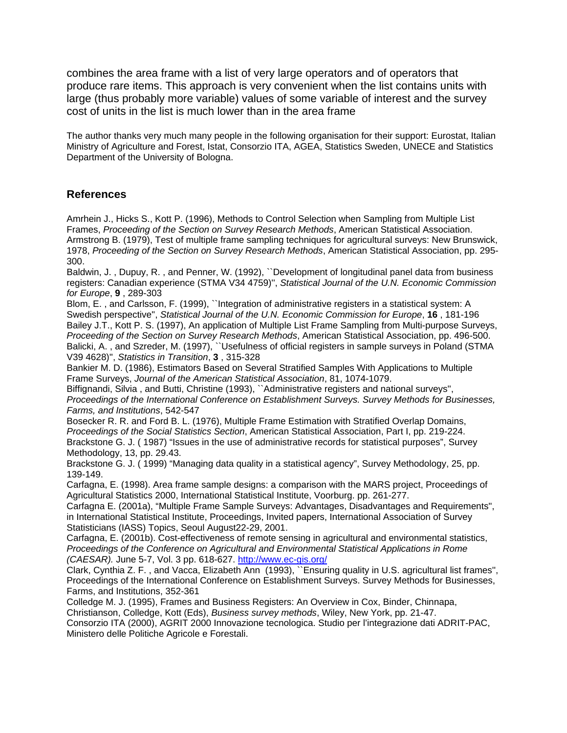combines the area frame with a list of very large operators and of operators that produce rare items. This approach is very convenient when the list contains units with large (thus probably more variable) values of some variable of interest and the survey cost of units in the list is much lower than in the area frame

The author thanks very much many people in the following organisation for their support: Eurostat, Italian Ministry of Agriculture and Forest, Istat, Consorzio ITA, AGEA, Statistics Sweden, UNECE and Statistics Department of the University of Bologna.

## References

Amrhein J., Hicks S., Kott P. (1996), Methods to Control Selection when Sampling from Multiple List Frames, *Proceeding of the Section on Survey Research Methods*, American Statistical Association.

Armstrong B. (1979), Test of multiple frame sampling techniques for agricultural surveys: New Brunswick, 1978, *Proceeding of the Section on Survey Research Methods*, American Statistical Association, pp. 295-300.

Baldwin, J. , Dupuy, R. , and Penner, W. (1992), ``Development of longitudinal panel data from business registers: Canadian experience (STMA V34 4759)'', *Statistical Journal of the U.N. Economic Commission for Europe*, **9** , 289-303

Blom, E. , and Carlsson, F. (1999), ``Integration of administrative registers in a statistical system: A Swedish perspective'', *Statistical Journal of the U.N. Economic Commission for Europe*, **16** , 181-196

Bailey J.T., Kott P. S. (1997), An application of Multiple List Frame Sampling from Multi-purpose Surveys, *Proceeding of the Section on Survey Research Methods*, American Statistical Association, pp. 496-500.

Balicki, A. , and Szreder, M. (1997), ``Usefulness of official registers in sample surveys in Poland (STMA V39 4628)'', *Statistics in Transition*, **3** , 315-328

Bankier M. D. (1986), Estimators Based on Several Stratified Samples With Applications to Multiple Frame Surveys, *Journal of the American Statistical Association*, 81, 1074-1079.

Biffignandi, Silvia , and Butti, Christine (1993), ``Administrative registers and national surveys'', *Proceedings of the International Conference on Establishment Surveys. Survey Methods for Businesses, Farms, and Institutions*, 542-547

Bosecker R. R. and Ford B. L. (1976), Multiple Frame Estimation with Stratified Overlap Domains, *Proceedings of the Social Statistics Section*, American Statistical Association, Part I, pp. 219-224.

Brackstone G. J. ( 1987) "Issues in the use of administrative records for statistical purposes", Survey Methodology, 13, pp. 29.43.

Brackstone G. J. ( 1999) "Managing data quality in a statistical agency", Survey Methodology, 25, pp. 139-149.

Carfagna, E. (1998). Area frame sample designs: a comparison with the MARS project, Proceedings of Agricultural Statistics 2000, International Statistical Institute, Voorburg. pp. 261-277.

Carfagna E. (2001a), "Multiple Frame Sample Surveys: Advantages, Disadvantages and Requirements", in International Statistical Institute, Proceedings, Invited papers, International Association of Survey Statisticians (IASS) Topics, Seoul August22-29, 2001.

Carfagna, E. (2001b). Cost-effectiveness of remote sensing in agricultural and environmental statistics, *Proceedings of the Conference on Agricultural and Environmental Statistical Applications in Rome (CAESAR).* June 5-7, Vol. 3 pp. 618-627. http://www.ec-gis.org/

Clark, Cynthia Z. F. , and Vacca, Elizabeth Ann (1993), ``Ensuring quality in U.S. agricultural list frames'', Proceedings of the International Conference on Establishment Surveys. Survey Methods for Businesses, Farms, and Institutions, 352-361

Colledge M. J. (1995), Frames and Business Registers: An Overview in Cox, Binder, Chinnapa, Christianson, Colledge, Kott (Eds), *Business survey methods*, Wiley, New York, pp. 21-47.

Consorzio ITA (2000), AGRIT 2000 Innovazione tecnologica. Studio per l'integrazione dati ADRIT-PAC, Ministero delle Politiche Agricole e Forestali.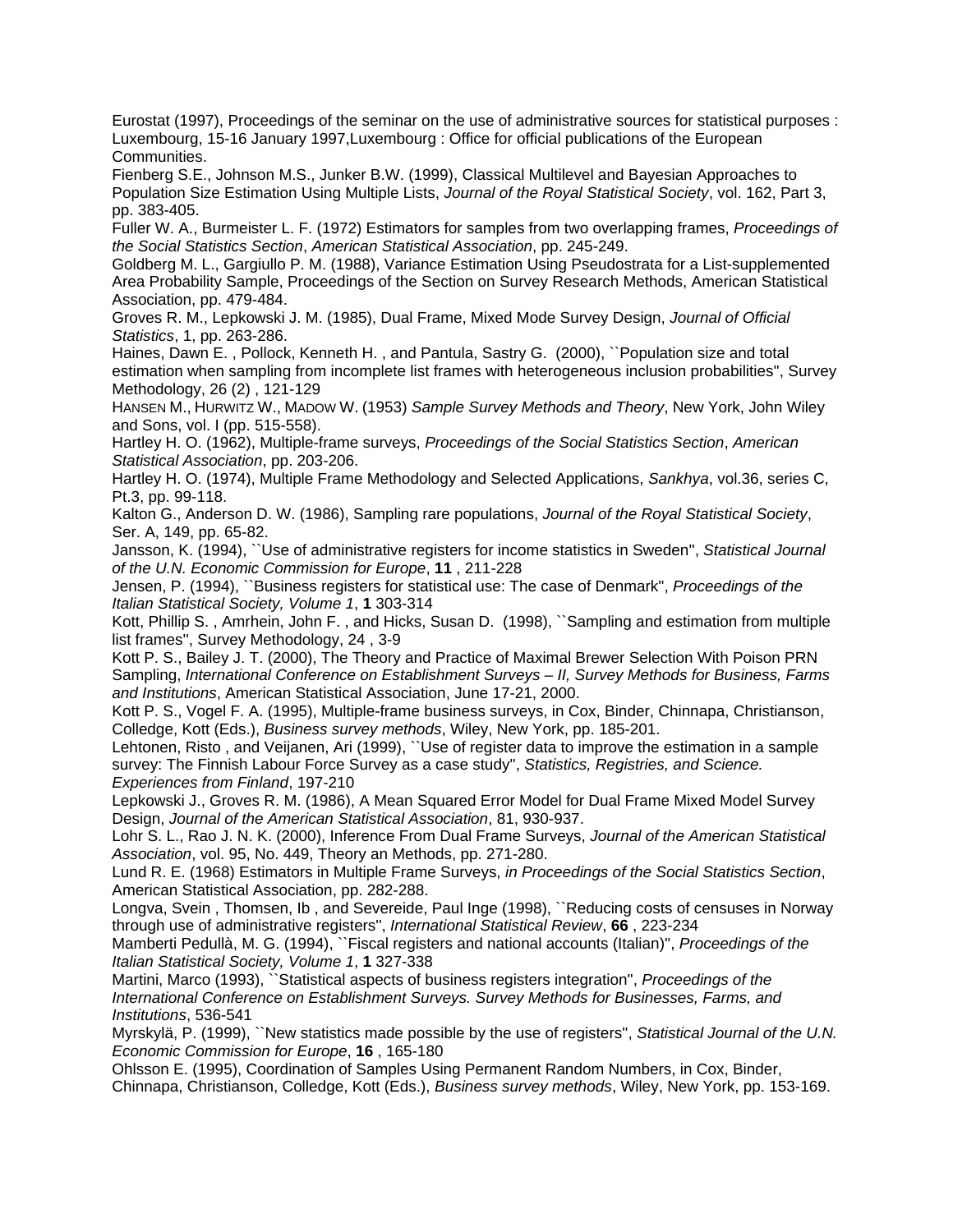Eurostat (1997), Proceedings of the seminar on the use of administrative sources for statistical purposes : Luxembourg, 15-16 January 1997,Luxembourg : Office for official publications of the European Communities.

Fienberg S.E., Johnson M.S., Junker B.W. (1999), Classical Multilevel and Bayesian Approaches to Population Size Estimation Using Multiple Lists, *Journal of the Royal Statistical Society*, vol. 162, Part 3, pp. 383-405.

Fuller W. A., Burmeister L. F. (1972) Estimators for samples from two overlapping frames, *Proceedings of the Social Statistics Section*, *American Statistical Association*, pp. 245-249.

Goldberg M. L., Gargiullo P. M. (1988), Variance Estimation Using Pseudostrata for a List-supplemented Area Probability Sample, Proceedings of the Section on Survey Research Methods, American Statistical Association, pp. 479-484.

Groves R. M., Lepkowski J. M. (1985), Dual Frame, Mixed Mode Survey Design, *Journal of Official Statistics*, 1, pp. 263-286.

Haines, Dawn E. , Pollock, Kenneth H. , and Pantula, Sastry G. (2000), ``Population size and total estimation when sampling from incomplete list frames with heterogeneous inclusion probabilities'', Survey Methodology, 26 (2) , 121-129

HANSEN M., HURWITZ W., MADOW W. (1953) *Sample Survey Methods and Theory*, New York, John Wiley and Sons, vol. I (pp. 515-558).

Hartley H. O. (1962), Multiple-frame surveys, *Proceedings of the Social Statistics Section*, *American Statistical Association*, pp. 203-206.

Hartley H. O. (1974), Multiple Frame Methodology and Selected Applications, *Sankhya*, vol.36, series C, Pt.3, pp. 99-118.

Kalton G., Anderson D. W. (1986), Sampling rare populations, *Journal of the Royal Statistical Society*, Ser. A, 149, pp. 65-82.

Jansson, K. (1994), ``Use of administrative registers for income statistics in Sweden'', *Statistical Journal of the U.N. Economic Commission for Europe*, **11** , 211-228

Jensen, P. (1994), ``Business registers for statistical use: The case of Denmark'', *Proceedings of the Italian Statistical Society, Volume 1*, **1** 303-314

Kott, Phillip S. , Amrhein, John F. , and Hicks, Susan D. (1998), ``Sampling and estimation from multiple list frames'', Survey Methodology, 24 , 3-9

Kott P. S., Bailey J. T. (2000), The Theory and Practice of Maximal Brewer Selection With Poison PRN Sampling, *International Conference on Establishment Surveys – II, Survey Methods for Business, Farms and Institutions*, American Statistical Association, June 17-21, 2000.

Kott P. S., Vogel F. A. (1995), Multiple-frame business surveys, in Cox, Binder, Chinnapa, Christianson, Colledge, Kott (Eds.), *Business survey methods*, Wiley, New York, pp. 185-201.

Lehtonen, Risto , and Veijanen, Ari (1999), ``Use of register data to improve the estimation in a sample survey: The Finnish Labour Force Survey as a case study'', *Statistics, Registries, and Science. Experiences from Finland*, 197-210

Lepkowski J., Groves R. M. (1986), A Mean Squared Error Model for Dual Frame Mixed Model Survey Design, *Journal of the American Statistical Association*, 81, 930-937.

Lohr S. L., Rao J. N. K. (2000), Inference From Dual Frame Surveys, *Journal of the American Statistical Association*, vol. 95, No. 449, Theory an Methods, pp. 271-280.

Lund R. E. (1968) Estimators in Multiple Frame Surveys, *in Proceedings of the Social Statistics Section*, American Statistical Association, pp. 282-288.

Longva, Svein , Thomsen, Ib , and Severeide, Paul Inge (1998), ``Reducing costs of censuses in Norway through use of administrative registers'', *International Statistical Review*, **66** , 223-234

Mamberti Pedullà, M. G. (1994), ``Fiscal registers and national accounts (Italian)'', *Proceedings of the Italian Statistical Society, Volume 1*, **1** 327-338

Martini, Marco (1993), ``Statistical aspects of business registers integration'', *Proceedings of the International Conference on Establishment Surveys. Survey Methods for Businesses, Farms, and Institutions*, 536-541

Myrskylä, P. (1999), ``New statistics made possible by the use of registers'', *Statistical Journal of the U.N. Economic Commission for Europe*, **16** , 165-180

Ohlsson E. (1995), Coordination of Samples Using Permanent Random Numbers, in Cox, Binder, Chinnapa, Christianson, Colledge, Kott (Eds.), *Business survey methods*, Wiley, New York, pp. 153-169.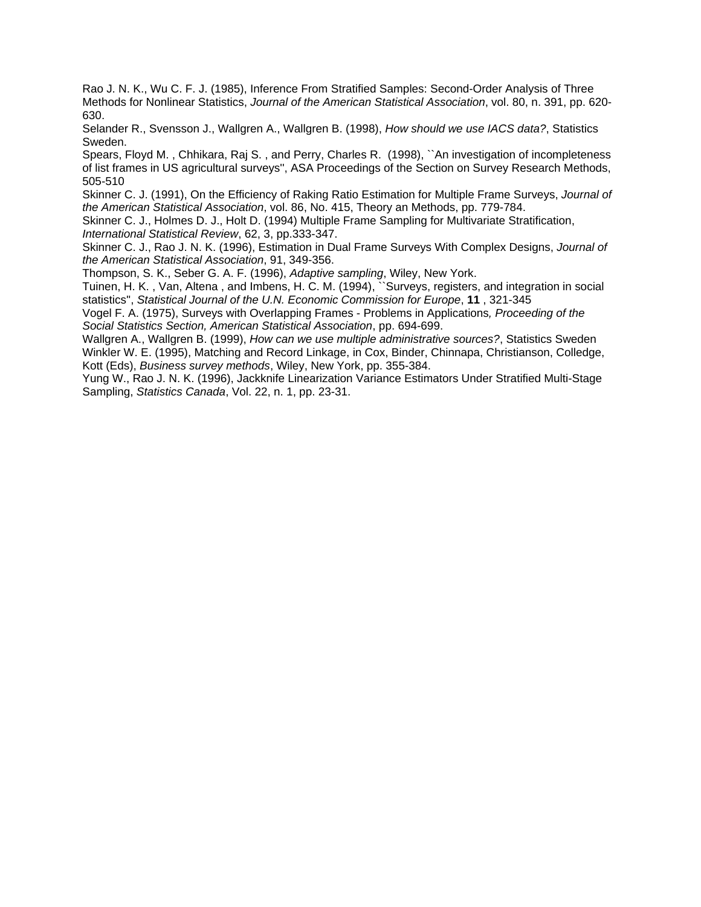Rao J. N. K., Wu C. F. J. (1985), Inference From Stratified Samples: Second-Order Analysis of Three Methods for Nonlinear Statistics, *Journal of the American Statistical Association*, vol. 80, n. 391, pp. 620-630.

Selander R., Svensson J., Wallgren A., Wallgren B. (1998), *How should we use IACS data?*, Statistics Sweden.

Spears, Floyd M. , Chhikara, Raj S. , and Perry, Charles R.  (1998), ``An investigation of incompleteness of list frames in US agricultural surveys'', ASA Proceedings of the Section on Survey Research Methods, 505-510

Skinner C. J. (1991), On the Efficiency of Raking Ratio Estimation for Multiple Frame Surveys, *Journal of the American Statistical Association*, vol. 86, No. 415, Theory an Methods, pp. 779-784.

Skinner C. J., Holmes D. J., Holt D. (1994) Multiple Frame Sampling for Multivariate Stratification, *International Statistical Review*, 62, 3, pp.333-347.

Skinner C. J., Rao J. N. K. (1996), Estimation in Dual Frame Surveys With Complex Designs, *Journal of the American Statistical Association*, 91, 349-356.

Thompson, S. K., Seber G. A. F. (1996), *Adaptive sampling*, Wiley, New York.

Tuinen, H. K. , Van, Altena , and Imbens, H. C. M. (1994), ``Surveys, registers, and integration in social statistics'', *Statistical Journal of the U.N. Economic Commission for Europe*, **11** , 321-345

Vogel F. A. (1975), Surveys with Overlapping Frames - Problems in Applications*, Proceeding of the Social Statistics Section, American Statistical Association*, pp. 694-699.

Wallgren A., Wallgren B. (1999), *How can we use multiple administrative sources?*, Statistics Sweden

Winkler W. E. (1995), Matching and Record Linkage, in Cox, Binder, Chinnapa, Christianson, Colledge, Kott (Eds), *Business survey methods*, Wiley, New York, pp. 355-384.

Yung W., Rao J. N. K. (1996), Jackknife Linearization Variance Estimators Under Stratified Multi-Stage Sampling, *Statistics Canada*, Vol. 22, n. 1, pp. 23-31.